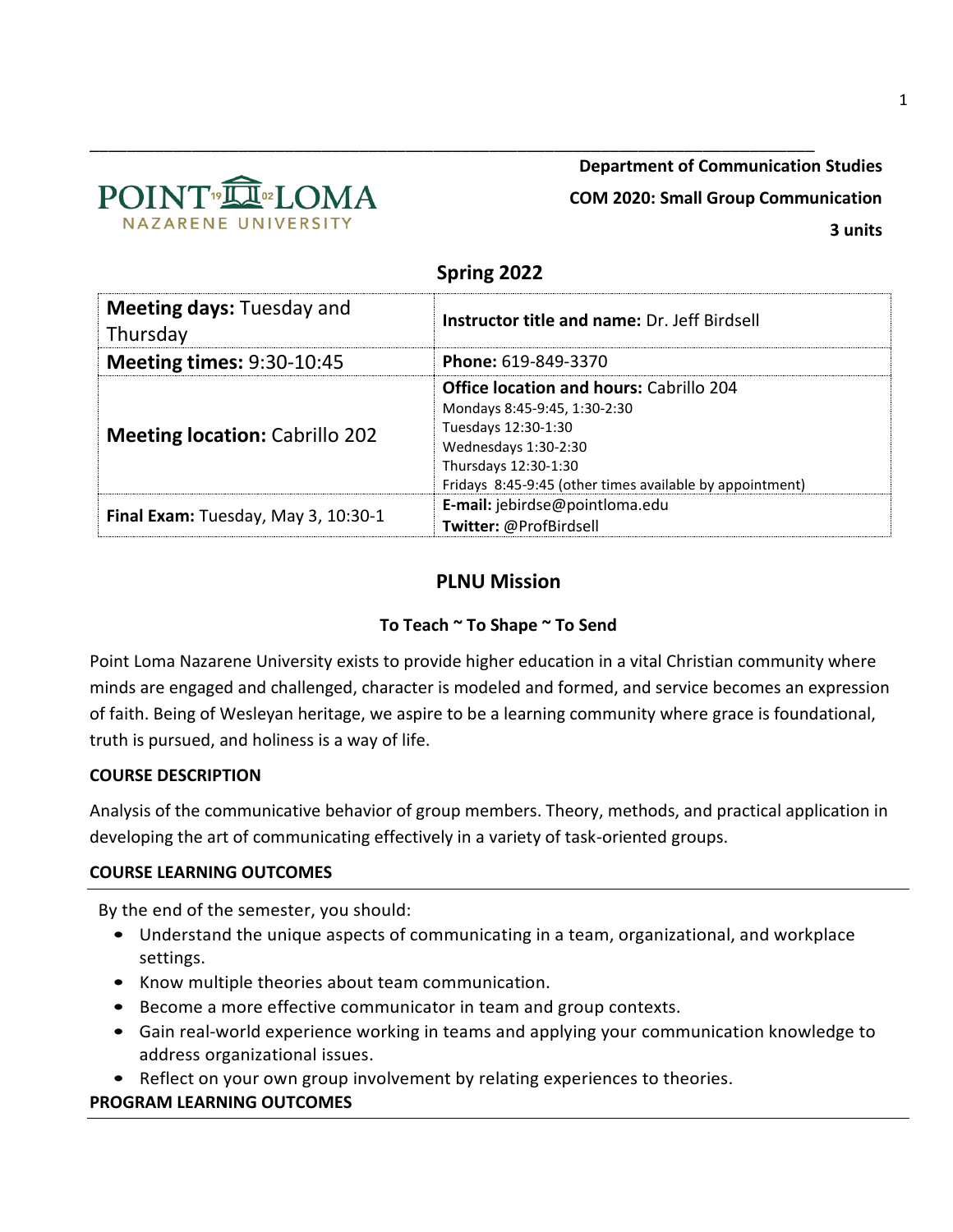POINT LOMA NAZARENE UNIVERSITY

**Department of Communication Studies**

**COM 2020: Small Group Communication**

**3 units**

## Spring 2022

| **Meeting days:** Tuesday and Thursday | **Instructor title and name:** Dr. Jeff Birdsell |
|---|---|
| **Meeting times:** 9:30-10:45 | **Phone:** 619-849-3370 |
| **Meeting location:** Cabrillo 202 | **Office location and hours:** Cabrillo 204<br>Mondays 8:45-9:45, 1:30-2:30<br>Tuesdays 12:30-1:30<br>Wednesdays 1:30-2:30<br>Thursdays 12:30-1:30<br>Fridays 8:45-9:45 (other times available by appointment) |
| **Final Exam:** Tuesday, May 3, 10:30-1 | **E-mail:** jebirdse@pointloma.edu<br>**Twitter:** @ProfBirdsell |

## PLNU Mission

**To Teach ~ To Shape ~ To Send**

Point Loma Nazarene University exists to provide higher education in a vital Christian community where minds are engaged and challenged, character is modeled and formed, and service becomes an expression of faith. Being of Wesleyan heritage, we aspire to be a learning community where grace is foundational, truth is pursued, and holiness is a way of life.

**COURSE DESCRIPTION**

Analysis of the communicative behavior of group members. Theory, methods, and practical application in developing the art of communicating effectively in a variety of task-oriented groups.

**COURSE LEARNING OUTCOMES**

By the end of the semester, you should:

- Understand the unique aspects of communicating in a team, organizational, and workplace settings.
- Know multiple theories about team communication.
- Become a more effective communicator in team and group contexts.
- Gain real-world experience working in teams and applying your communication knowledge to address organizational issues.
- Reflect on your own group involvement by relating experiences to theories.

**PROGRAM LEARNING OUTCOMES**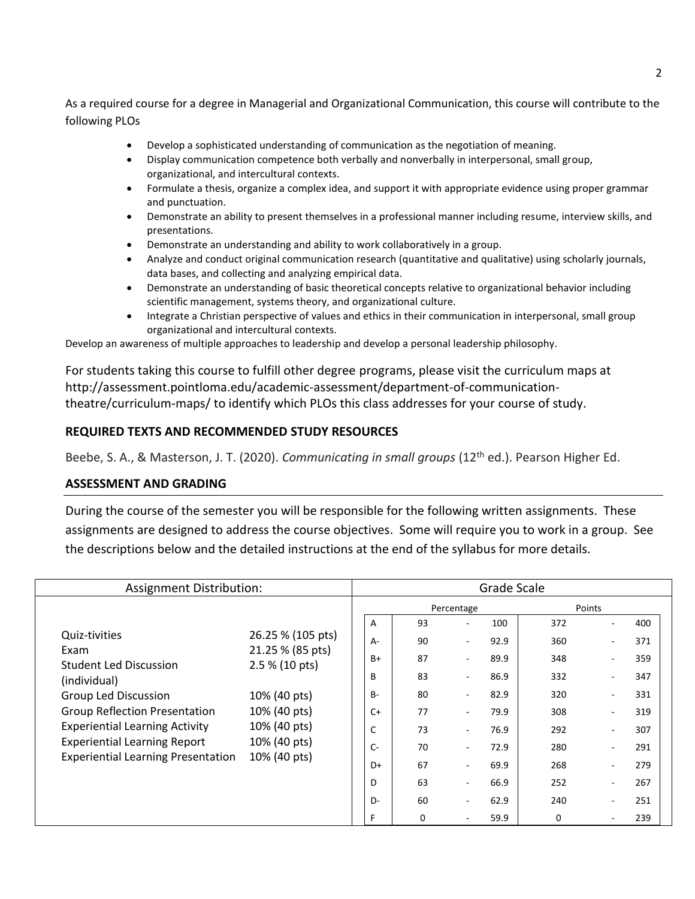As a required course for a degree in Managerial and Organizational Communication, this course will contribute to the following PLOs

- Develop a sophisticated understanding of communication as the negotiation of meaning.
- Display communication competence both verbally and nonverbally in interpersonal, small group, organizational, and intercultural contexts.
- Formulate a thesis, organize a complex idea, and support it with appropriate evidence using proper grammar and punctuation.
- Demonstrate an ability to present themselves in a professional manner including resume, interview skills, and presentations.
- Demonstrate an understanding and ability to work collaboratively in a group.
- Analyze and conduct original communication research (quantitative and qualitative) using scholarly journals, data bases, and collecting and analyzing empirical data.
- Demonstrate an understanding of basic theoretical concepts relative to organizational behavior including scientific management, systems theory, and organizational culture.
- Integrate a Christian perspective of values and ethics in their communication in interpersonal, small group organizational and intercultural contexts.

Develop an awareness of multiple approaches to leadership and develop a personal leadership philosophy.

For students taking this course to fulfill other degree programs, please visit the curriculum maps at http://assessment.pointloma.edu/academic-assessment/department-of-communication-theatre/curriculum-maps/ to identify which PLOs this class addresses for your course of study.

## REQUIRED TEXTS AND RECOMMENDED STUDY RESOURCES

Beebe, S. A., & Masterson, J. T. (2020). *Communicating in small groups* (12th ed.). Pearson Higher Ed.

## ASSESSMENT AND GRADING

During the course of the semester you will be responsible for the following written assignments. These assignments are designed to address the course objectives. Some will require you to work in a group. See the descriptions below and the detailed instructions at the end of the syllabus for more details.

| Assignment Distribution: | |
|---|---|
| Quiz-tivities | 26.25 % (105 pts) |
| Exam | 21.25 % (85 pts) |
| Student Led Discussion (individual) | 2.5 % (10 pts) |
| Group Led Discussion | 10% (40 pts) |
| Group Reflection Presentation | 10% (40 pts) |
| Experiential Learning Activity | 10% (40 pts) |
| Experiential Learning Report | 10% (40 pts) |
| Experiential Learning Presentation | 10% (40 pts) |

| Grade Scale | Percentage | Points |
|---|---|---|
| A | 93 - 100 | 372 - 400 |
| A- | 90 - 92.9 | 360 - 371 |
| B+ | 87 - 89.9 | 348 - 359 |
| B | 83 - 86.9 | 332 - 347 |
| B- | 80 - 82.9 | 320 - 331 |
| C+ | 77 - 79.9 | 308 - 319 |
| C | 73 - 76.9 | 292 - 307 |
| C- | 70 - 72.9 | 280 - 291 |
| D+ | 67 - 69.9 | 268 - 279 |
| D | 63 - 66.9 | 252 - 267 |
| D- | 60 - 62.9 | 240 - 251 |
| F | 0 - 59.9 | 0 - 239 |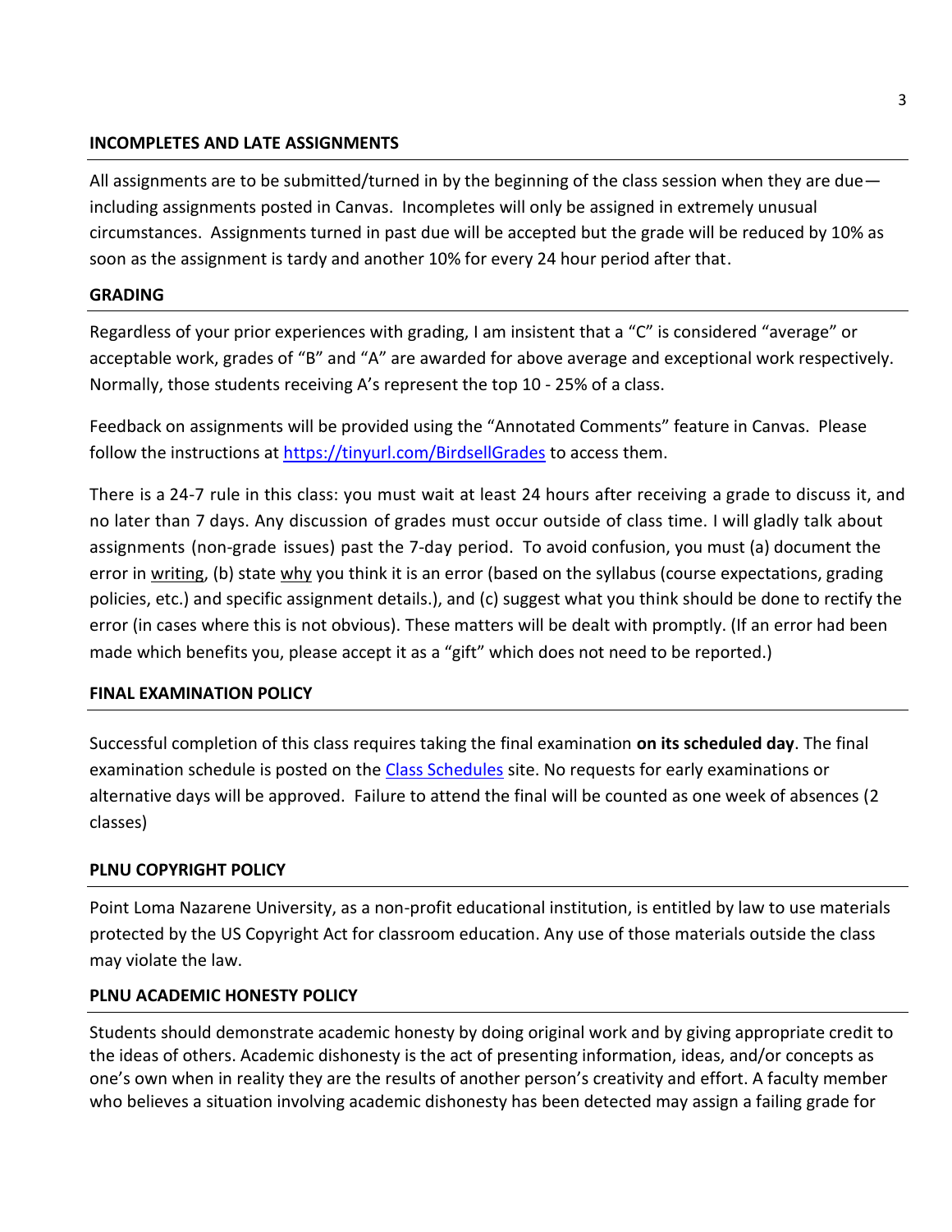## INCOMPLETES AND LATE ASSIGNMENTS

All assignments are to be submitted/turned in by the beginning of the class session when they are due—including assignments posted in Canvas. Incompletes will only be assigned in extremely unusual circumstances. Assignments turned in past due will be accepted but the grade will be reduced by 10% as soon as the assignment is tardy and another 10% for every 24 hour period after that.

## GRADING

Regardless of your prior experiences with grading, I am insistent that a "C" is considered "average" or acceptable work, grades of "B" and "A" are awarded for above average and exceptional work respectively. Normally, those students receiving A's represent the top 10 - 25% of a class.

Feedback on assignments will be provided using the "Annotated Comments" feature in Canvas. Please follow the instructions at [https://tinyurl.com/BirdsellGrades](https://tinyurl.com/BirdsellGrades) to access them.

There is a 24-7 rule in this class: you must wait at least 24 hours after receiving a grade to discuss it, and no later than 7 days. Any discussion of grades must occur outside of class time. I will gladly talk about assignments (non-grade issues) past the 7-day period. To avoid confusion, you must (a) document the error in <u>writing</u>, (b) state <u>why</u> you think it is an error (based on the syllabus (course expectations, grading policies, etc.) and specific assignment details.), and (c) suggest what you think should be done to rectify the error (in cases where this is not obvious). These matters will be dealt with promptly. (If an error had been made which benefits you, please accept it as a "gift" which does not need to be reported.)

## FINAL EXAMINATION POLICY

Successful completion of this class requires taking the final examination **on its scheduled day**. The final examination schedule is posted on the Class Schedules site. No requests for early examinations or alternative days will be approved. Failure to attend the final will be counted as one week of absences (2 classes)

## PLNU COPYRIGHT POLICY

Point Loma Nazarene University, as a non-profit educational institution, is entitled by law to use materials protected by the US Copyright Act for classroom education. Any use of those materials outside the class may violate the law.

## PLNU ACADEMIC HONESTY POLICY

Students should demonstrate academic honesty by doing original work and by giving appropriate credit to the ideas of others. Academic dishonesty is the act of presenting information, ideas, and/or concepts as one's own when in reality they are the results of another person's creativity and effort. A faculty member who believes a situation involving academic dishonesty has been detected may assign a failing grade for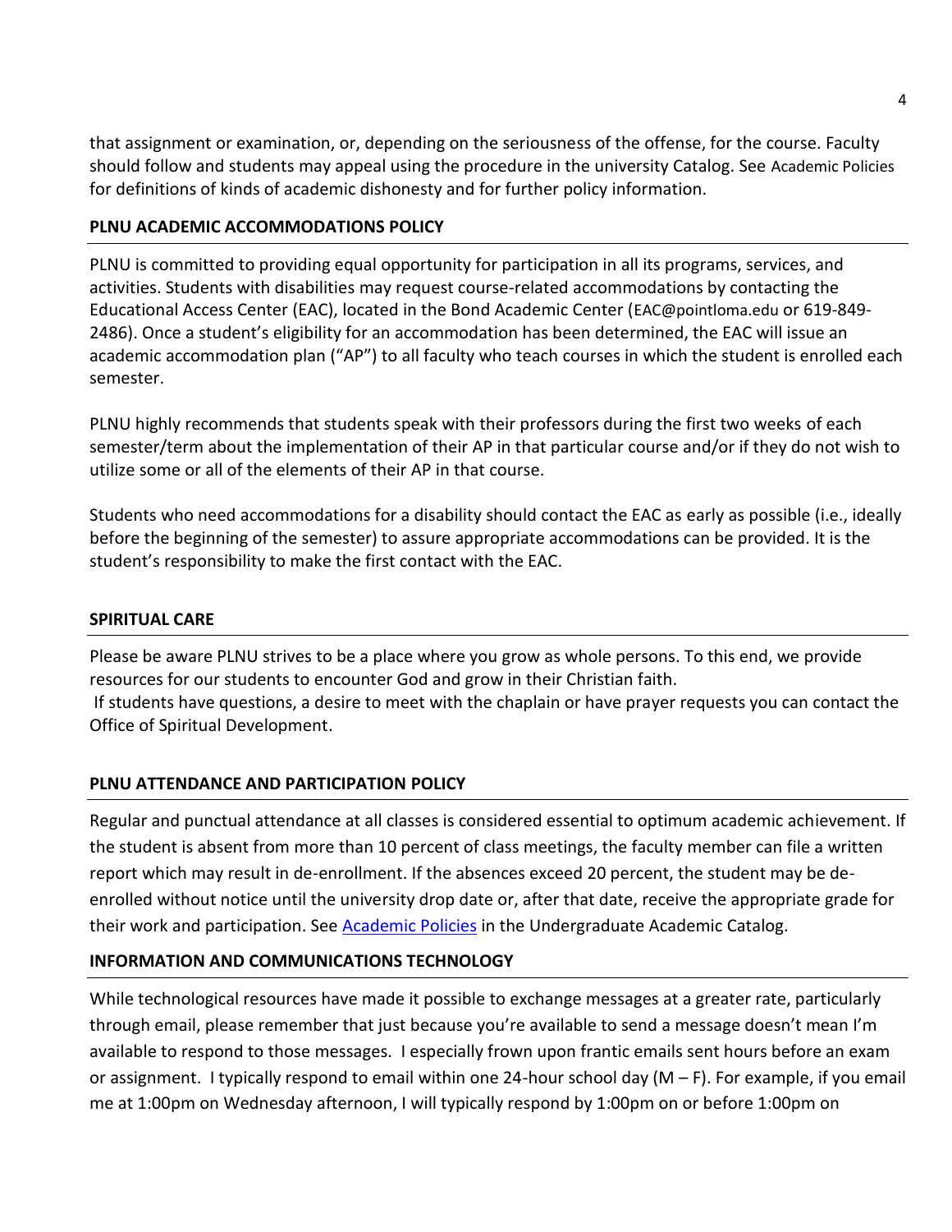that assignment or examination, or, depending on the seriousness of the offense, for the course. Faculty should follow and students may appeal using the procedure in the university Catalog. See Academic Policies for definitions of kinds of academic dishonesty and for further policy information.

**PLNU ACADEMIC ACCOMMODATIONS POLICY**

PLNU is committed to providing equal opportunity for participation in all its programs, services, and activities. Students with disabilities may request course-related accommodations by contacting the Educational Access Center (EAC), located in the Bond Academic Center (EAC@pointloma.edu or 619-849-2486). Once a student's eligibility for an accommodation has been determined, the EAC will issue an academic accommodation plan ("AP") to all faculty who teach courses in which the student is enrolled each semester.

PLNU highly recommends that students speak with their professors during the first two weeks of each semester/term about the implementation of their AP in that particular course and/or if they do not wish to utilize some or all of the elements of their AP in that course.

Students who need accommodations for a disability should contact the EAC as early as possible (i.e., ideally before the beginning of the semester) to assure appropriate accommodations can be provided. It is the student's responsibility to make the first contact with the EAC.

**SPIRITUAL CARE**

Please be aware PLNU strives to be a place where you grow as whole persons. To this end, we provide resources for our students to encounter God and grow in their Christian faith.
If students have questions, a desire to meet with the chaplain or have prayer requests you can contact the Office of Spiritual Development.

**PLNU ATTENDANCE AND PARTICIPATION POLICY**

Regular and punctual attendance at all classes is considered essential to optimum academic achievement. If the student is absent from more than 10 percent of class meetings, the faculty member can file a written report which may result in de-enrollment. If the absences exceed 20 percent, the student may be de-enrolled without notice until the university drop date or, after that date, receive the appropriate grade for their work and participation. See Academic Policies in the Undergraduate Academic Catalog.

**INFORMATION AND COMMUNICATIONS TECHNOLOGY**

While technological resources have made it possible to exchange messages at a greater rate, particularly through email, please remember that just because you're available to send a message doesn't mean I'm available to respond to those messages. I especially frown upon frantic emails sent hours before an exam or assignment. I typically respond to email within one 24-hour school day (M – F). For example, if you email me at 1:00pm on Wednesday afternoon, I will typically respond by 1:00pm on or before 1:00pm on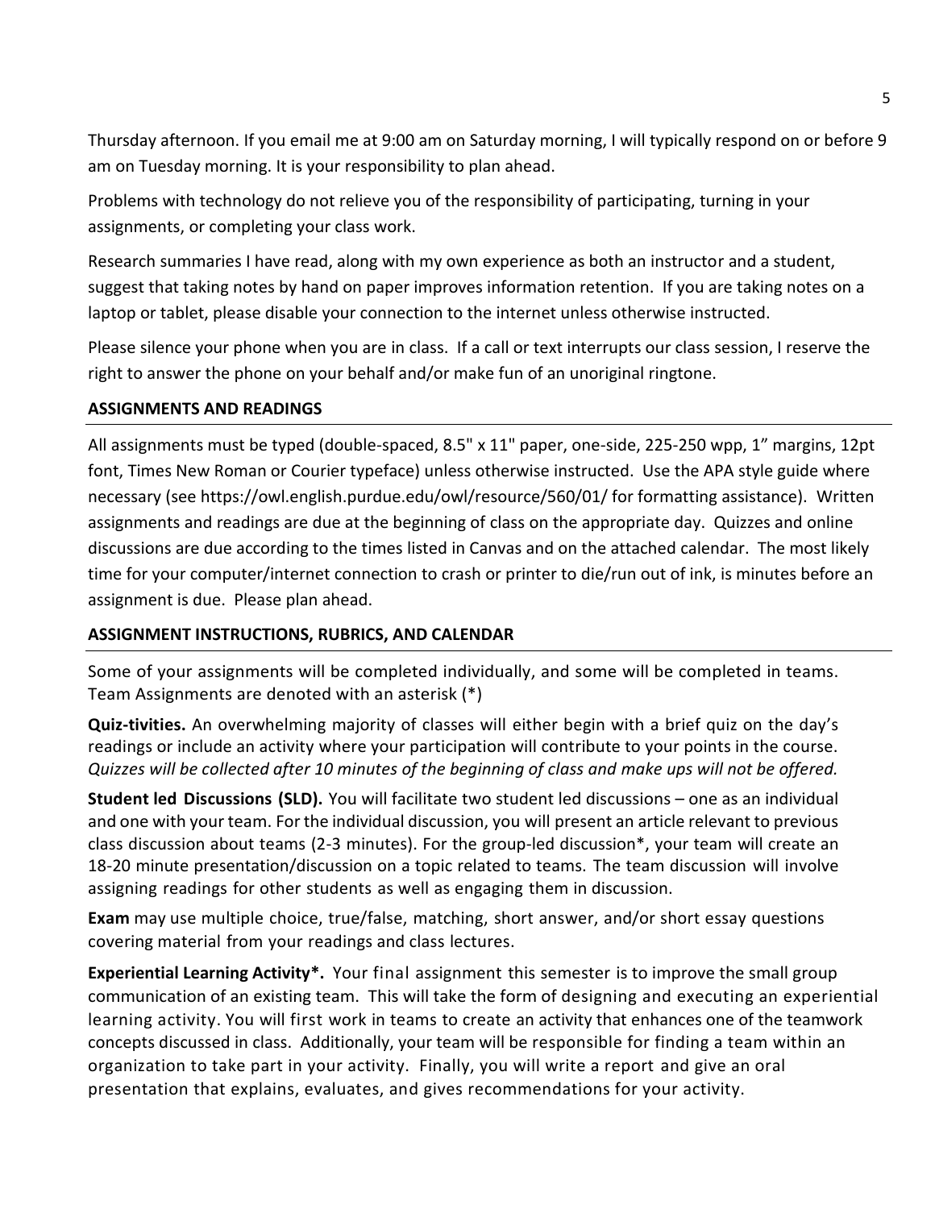Thursday afternoon. If you email me at 9:00 am on Saturday morning, I will typically respond on or before 9 am on Tuesday morning. It is your responsibility to plan ahead.

Problems with technology do not relieve you of the responsibility of participating, turning in your assignments, or completing your class work.

Research summaries I have read, along with my own experience as both an instructor and a student, suggest that taking notes by hand on paper improves information retention. If you are taking notes on a laptop or tablet, please disable your connection to the internet unless otherwise instructed.

Please silence your phone when you are in class. If a call or text interrupts our class session, I reserve the right to answer the phone on your behalf and/or make fun of an unoriginal ringtone.

## ASSIGNMENTS AND READINGS

All assignments must be typed (double-spaced, 8.5" x 11" paper, one-side, 225-250 wpp, 1" margins, 12pt font, Times New Roman or Courier typeface) unless otherwise instructed. Use the APA style guide where necessary (see https://owl.english.purdue.edu/owl/resource/560/01/ for formatting assistance). Written assignments and readings are due at the beginning of class on the appropriate day. Quizzes and online discussions are due according to the times listed in Canvas and on the attached calendar. The most likely time for your computer/internet connection to crash or printer to die/run out of ink, is minutes before an assignment is due. Please plan ahead.

## ASSIGNMENT INSTRUCTIONS, RUBRICS, AND CALENDAR

Some of your assignments will be completed individually, and some will be completed in teams. Team Assignments are denoted with an asterisk (*)

**Quiz-tivities.** An overwhelming majority of classes will either begin with a brief quiz on the day's readings or include an activity where your participation will contribute to your points in the course. *Quizzes will be collected after 10 minutes of the beginning of class and make ups will not be offered.*

**Student led Discussions (SLD).** You will facilitate two student led discussions – one as an individual and one with your team. For the individual discussion, you will present an article relevant to previous class discussion about teams (2-3 minutes). For the group-led discussion*, your team will create an 18-20 minute presentation/discussion on a topic related to teams. The team discussion will involve assigning readings for other students as well as engaging them in discussion.

**Exam** may use multiple choice, true/false, matching, short answer, and/or short essay questions covering material from your readings and class lectures.

**Experiential Learning Activity*.** Your final assignment this semester is to improve the small group communication of an existing team. This will take the form of designing and executing an experiential learning activity. You will first work in teams to create an activity that enhances one of the teamwork concepts discussed in class. Additionally, your team will be responsible for finding a team within an organization to take part in your activity. Finally, you will write a report and give an oral presentation that explains, evaluates, and gives recommendations for your activity.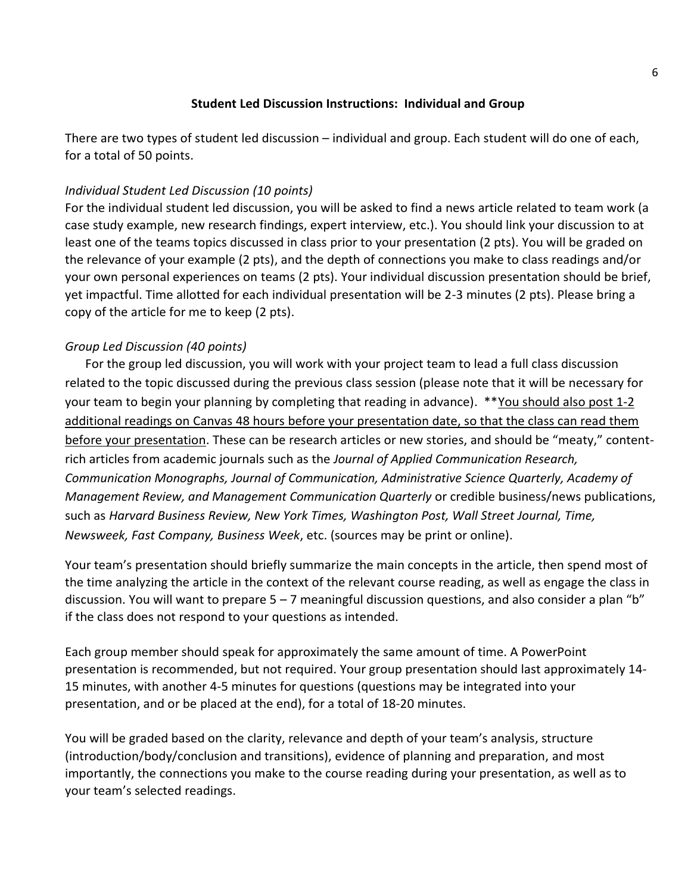## Student Led Discussion Instructions: Individual and Group

There are two types of student led discussion – individual and group. Each student will do one of each, for a total of 50 points.

### *Individual Student Led Discussion (10 points)*

For the individual student led discussion, you will be asked to find a news article related to team work (a case study example, new research findings, expert interview, etc.). You should link your discussion to at least one of the teams topics discussed in class prior to your presentation (2 pts). You will be graded on the relevance of your example (2 pts), and the depth of connections you make to class readings and/or your own personal experiences on teams (2 pts). Your individual discussion presentation should be brief, yet impactful. Time allotted for each individual presentation will be 2-3 minutes (2 pts). Please bring a copy of the article for me to keep (2 pts).

### *Group Led Discussion (40 points)*

For the group led discussion, you will work with your project team to lead a full class discussion related to the topic discussed during the previous class session (please note that it will be necessary for your team to begin your planning by completing that reading in advance). **<u>You should also post 1-2 additional readings on Canvas 48 hours before your presentation date, so that the class can read them before your presentation</u>. These can be research articles or new stories, and should be "meaty," content-rich articles from academic journals such as the *Journal of Applied Communication Research, Communication Monographs, Journal of Communication, Administrative Science Quarterly, Academy of Management Review, and Management Communication Quarterly* or credible business/news publications, such as *Harvard Business Review, New York Times, Washington Post, Wall Street Journal, Time, Newsweek, Fast Company, Business Week*, etc. (sources may be print or online).

Your team's presentation should briefly summarize the main concepts in the article, then spend most of the time analyzing the article in the context of the relevant course reading, as well as engage the class in discussion. You will want to prepare 5 – 7 meaningful discussion questions, and also consider a plan "b" if the class does not respond to your questions as intended.

Each group member should speak for approximately the same amount of time. A PowerPoint presentation is recommended, but not required. Your group presentation should last approximately 14-15 minutes, with another 4-5 minutes for questions (questions may be integrated into your presentation, and or be placed at the end), for a total of 18-20 minutes.

You will be graded based on the clarity, relevance and depth of your team's analysis, structure (introduction/body/conclusion and transitions), evidence of planning and preparation, and most importantly, the connections you make to the course reading during your presentation, as well as to your team's selected readings.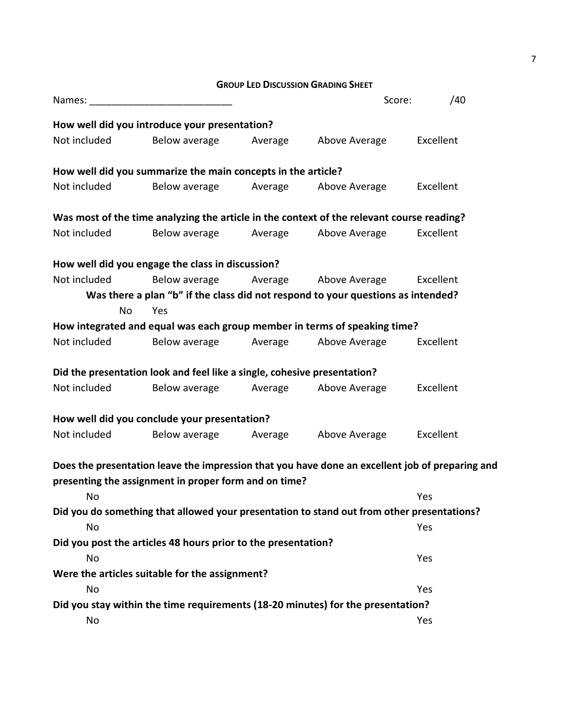## Group Led Discussion Grading Sheet

Names: _________________________ Score: /40

**How well did you introduce your presentation?**

Not included Below average Average Above Average Excellent

**How well did you summarize the main concepts in the article?**

Not included Below average Average Above Average Excellent

**Was most of the time analyzing the article in the context of the relevant course reading?**

Not included Below average Average Above Average Excellent

**How well did you engage the class in discussion?**

Not included Below average Average Above Average Excellent

**Was there a plan "b" if the class did not respond to your questions as intended?**

No Yes

**How integrated and equal was each group member in terms of speaking time?**

Not included Below average Average Above Average Excellent

**Did the presentation look and feel like a single, cohesive presentation?**

Not included Below average Average Above Average Excellent

**How well did you conclude your presentation?**

Not included Below average Average Above Average Excellent

**Does the presentation leave the impression that you have done an excellent job of preparing and presenting the assignment in proper form and on time?**

No Yes

**Did you do something that allowed your presentation to stand out from other presentations?**

No Yes

**Did you post the articles 48 hours prior to the presentation?**

No Yes

**Were the articles suitable for the assignment?**

No Yes

**Did you stay within the time requirements (18-20 minutes) for the presentation?**

No Yes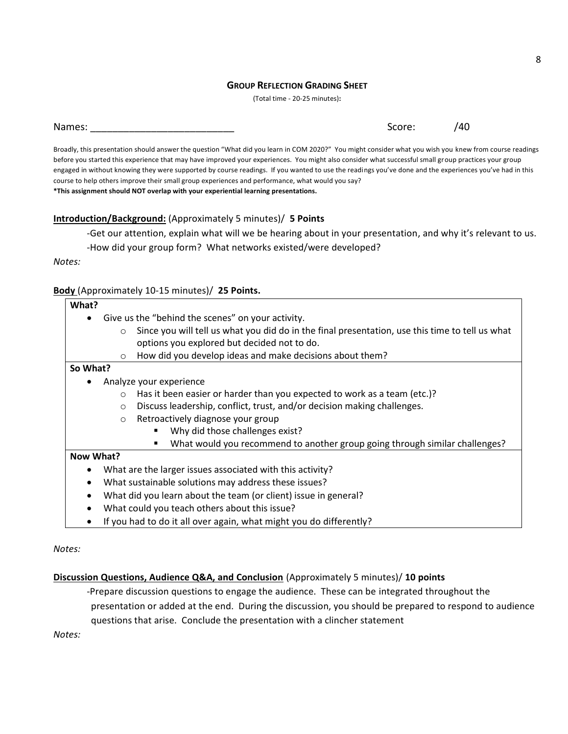## Group Reflection Grading Sheet

(Total time - 20-25 minutes):

Names: ___________________________ Score: /40

Broadly, this presentation should answer the question "What did you learn in COM 2020?" You might consider what you wish you knew from course readings before you started this experience that may have improved your experiences. You might also consider what successful small group practices your group engaged in without knowing they were supported by course readings. If you wanted to use the readings you've done and the experiences you've had in this course to help others improve their small group experiences and performance, what would you say?

**\*This assignment should NOT overlap with your experiential learning presentations.**

**Introduction/Background:** (Approximately 5 minutes)/ **5 Points**

-Get our attention, explain what will we be hearing about in your presentation, and why it's relevant to us.

-How did your group form? What networks existed/were developed?

*Notes:*

**Body** (Approximately 10-15 minutes)/ **25 Points.**

**What?**

- Give us the "behind the scenes" on your activity.
  - Since you will tell us what you did do in the final presentation, use this time to tell us what options you explored but decided not to do.
  - How did you develop ideas and make decisions about them?

**So What?**

- Analyze your experience
  - Has it been easier or harder than you expected to work as a team (etc.)?
  - Discuss leadership, conflict, trust, and/or decision making challenges.
  - Retroactively diagnose your group
    - Why did those challenges exist?
    - What would you recommend to another group going through similar challenges?

**Now What?**

- What are the larger issues associated with this activity?
- What sustainable solutions may address these issues?
- What did you learn about the team (or client) issue in general?
- What could you teach others about this issue?
- If you had to do it all over again, what might you do differently?

*Notes:*

**Discussion Questions, Audience Q&A, and Conclusion** (Approximately 5 minutes)/ **10 points**

-Prepare discussion questions to engage the audience. These can be integrated throughout the presentation or added at the end. During the discussion, you should be prepared to respond to audience questions that arise. Conclude the presentation with a clincher statement

*Notes:*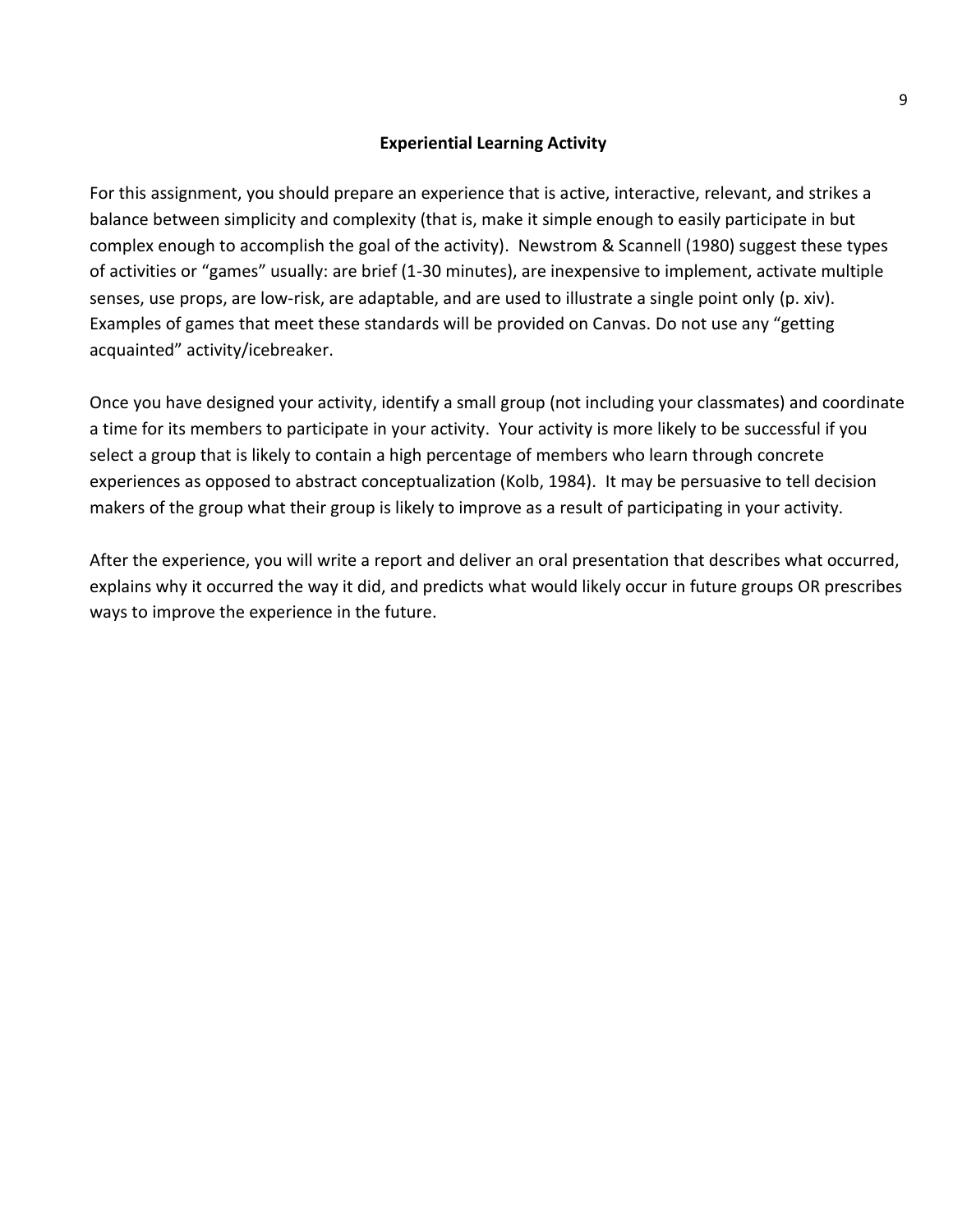## Experiential Learning Activity

For this assignment, you should prepare an experience that is active, interactive, relevant, and strikes a balance between simplicity and complexity (that is, make it simple enough to easily participate in but complex enough to accomplish the goal of the activity). Newstrom & Scannell (1980) suggest these types of activities or "games" usually: are brief (1-30 minutes), are inexpensive to implement, activate multiple senses, use props, are low-risk, are adaptable, and are used to illustrate a single point only (p. xiv). Examples of games that meet these standards will be provided on Canvas. Do not use any "getting acquainted" activity/icebreaker.

Once you have designed your activity, identify a small group (not including your classmates) and coordinate a time for its members to participate in your activity. Your activity is more likely to be successful if you select a group that is likely to contain a high percentage of members who learn through concrete experiences as opposed to abstract conceptualization (Kolb, 1984). It may be persuasive to tell decision makers of the group what their group is likely to improve as a result of participating in your activity.

After the experience, you will write a report and deliver an oral presentation that describes what occurred, explains why it occurred the way it did, and predicts what would likely occur in future groups OR prescribes ways to improve the experience in the future.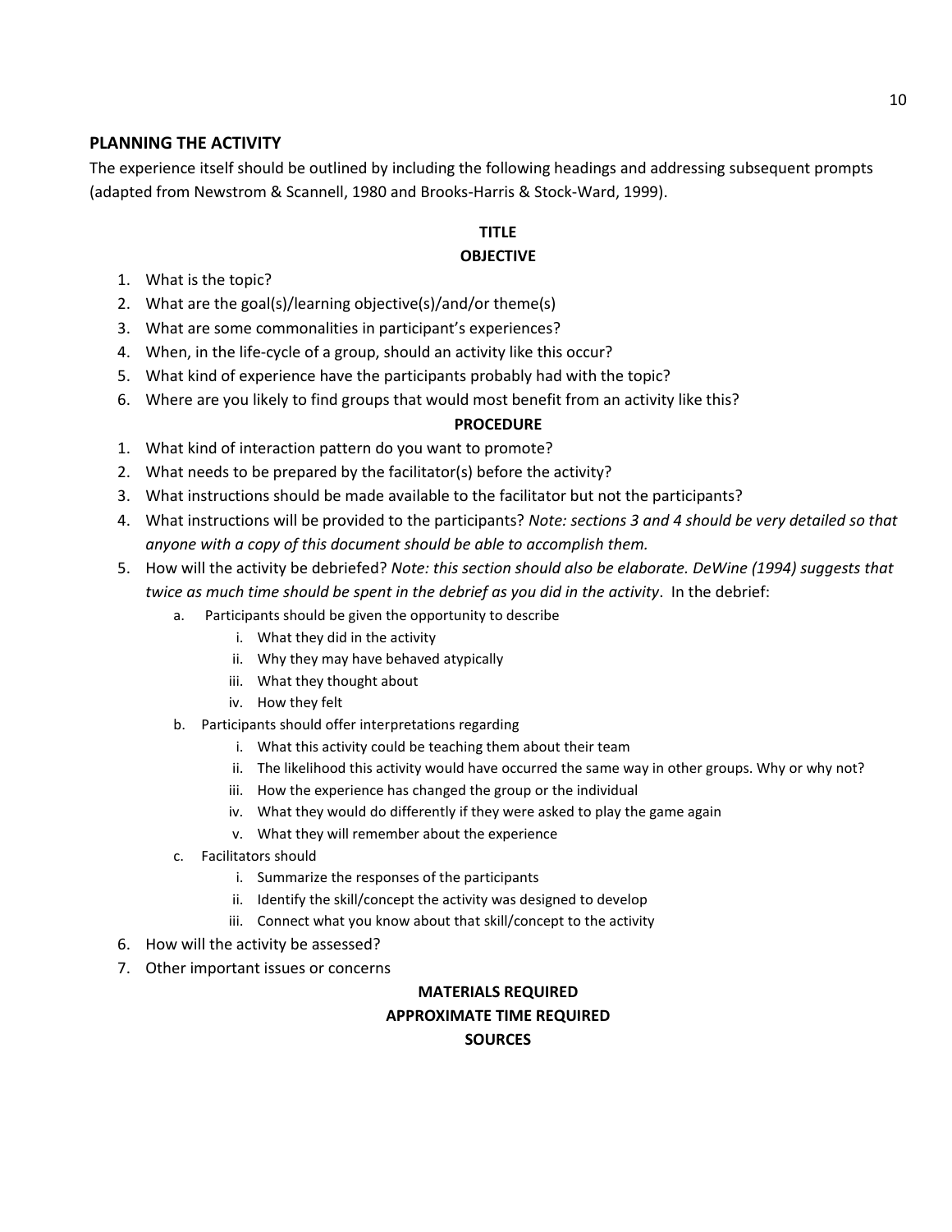## PLANNING THE ACTIVITY

The experience itself should be outlined by including the following headings and addressing subsequent prompts (adapted from Newstrom & Scannell, 1980 and Brooks-Harris & Stock-Ward, 1999).

### TITLE

### OBJECTIVE

1. What is the topic?
2. What are the goal(s)/learning objective(s)/and/or theme(s)
3. What are some commonalities in participant's experiences?
4. When, in the life-cycle of a group, should an activity like this occur?
5. What kind of experience have the participants probably had with the topic?
6. Where are you likely to find groups that would most benefit from an activity like this?

### PROCEDURE

1. What kind of interaction pattern do you want to promote?
2. What needs to be prepared by the facilitator(s) before the activity?
3. What instructions should be made available to the facilitator but not the participants?
4. What instructions will be provided to the participants? *Note: sections 3 and 4 should be very detailed so that anyone with a copy of this document should be able to accomplish them.*
5. How will the activity be debriefed? *Note: this section should also be elaborate. DeWine (1994) suggests that twice as much time should be spent in the debrief as you did in the activity*. In the debrief:
   a. Participants should be given the opportunity to describe
      i. What they did in the activity
      ii. Why they may have behaved atypically
      iii. What they thought about
      iv. How they felt
   b. Participants should offer interpretations regarding
      i. What this activity could be teaching them about their team
      ii. The likelihood this activity would have occurred the same way in other groups. Why or why not?
      iii. How the experience has changed the group or the individual
      iv. What they would do differently if they were asked to play the game again
      v. What they will remember about the experience
   c. Facilitators should
      i. Summarize the responses of the participants
      ii. Identify the skill/concept the activity was designed to develop
      iii. Connect what you know about that skill/concept to the activity
6. How will the activity be assessed?
7. Other important issues or concerns

### MATERIALS REQUIRED

### APPROXIMATE TIME REQUIRED

### SOURCES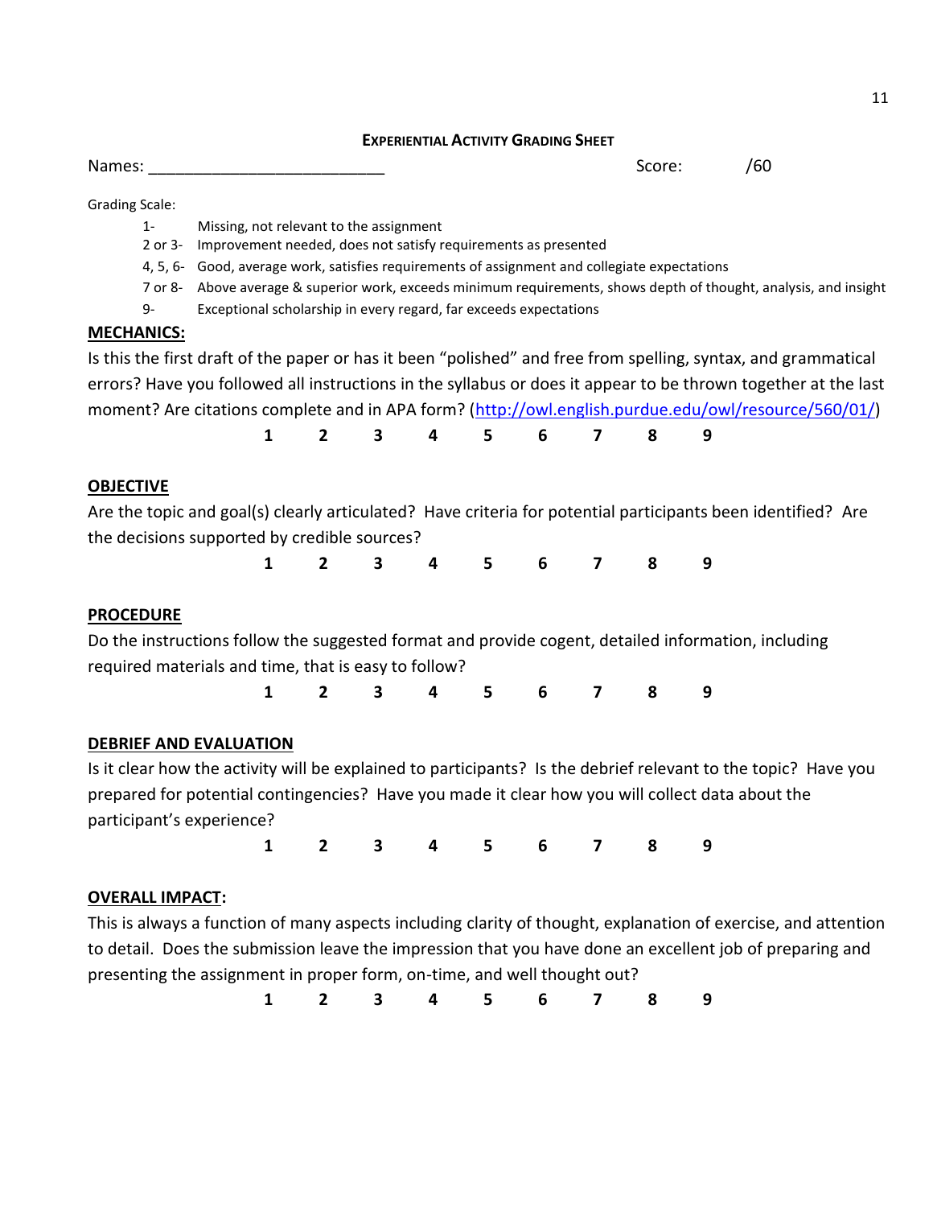## Experiential Activity Grading Sheet

Names: ________________________ Score: /60

Grading Scale:

- 1- Missing, not relevant to the assignment
- 2 or 3- Improvement needed, does not satisfy requirements as presented
- 4, 5, 6- Good, average work, satisfies requirements of assignment and collegiate expectations
- 7 or 8- Above average & superior work, exceeds minimum requirements, shows depth of thought, analysis, and insight
- 9- Exceptional scholarship in every regard, far exceeds expectations

**MECHANICS:**

Is this the first draft of the paper or has it been "polished" and free from spelling, syntax, and grammatical errors? Have you followed all instructions in the syllabus or does it appear to be thrown together at the last moment? Are citations complete and in APA form? (http://owl.english.purdue.edu/owl/resource/560/01/)

**1 2 3 4 5 6 7 8 9**

**OBJECTIVE**

Are the topic and goal(s) clearly articulated? Have criteria for potential participants been identified? Are the decisions supported by credible sources?

**1 2 3 4 5 6 7 8 9**

**PROCEDURE**

Do the instructions follow the suggested format and provide cogent, detailed information, including required materials and time, that is easy to follow?

**1 2 3 4 5 6 7 8 9**

**DEBRIEF AND EVALUATION**

Is it clear how the activity will be explained to participants? Is the debrief relevant to the topic? Have you prepared for potential contingencies? Have you made it clear how you will collect data about the participant's experience?

**1 2 3 4 5 6 7 8 9**

**OVERALL IMPACT:**

This is always a function of many aspects including clarity of thought, explanation of exercise, and attention to detail. Does the submission leave the impression that you have done an excellent job of preparing and presenting the assignment in proper form, on-time, and well thought out?

**1 2 3 4 5 6 7 8 9**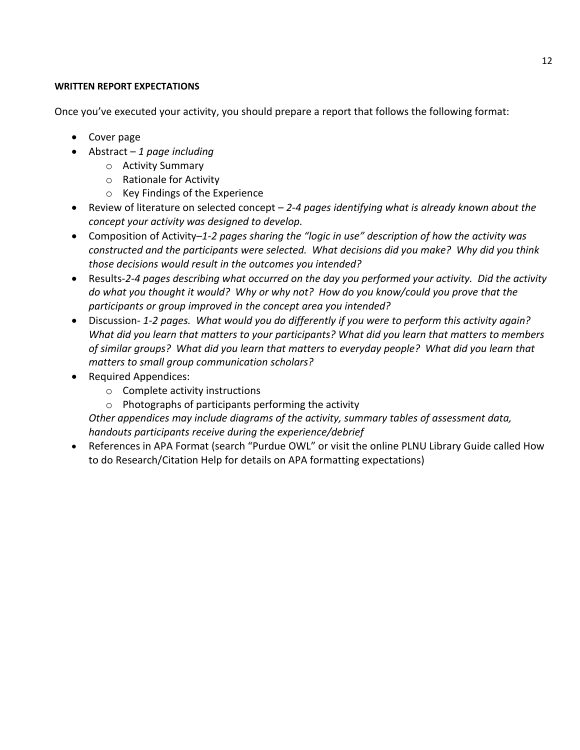**WRITTEN REPORT EXPECTATIONS**

Once you've executed your activity, you should prepare a report that follows the following format:

- Cover page
- Abstract – *1 page including*
  - Activity Summary
  - Rationale for Activity
  - Key Findings of the Experience
- Review of literature on selected concept – *2-4 pages identifying what is already known about the concept your activity was designed to develop.*
- Composition of Activity–*1-2 pages sharing the "logic in use" description of how the activity was constructed and the participants were selected. What decisions did you make? Why did you think those decisions would result in the outcomes you intended?*
- Results-*2-4 pages describing what occurred on the day you performed your activity. Did the activity do what you thought it would? Why or why not? How do you know/could you prove that the participants or group improved in the concept area you intended?*
- Discussion- *1-2 pages. What would you do differently if you were to perform this activity again? What did you learn that matters to your participants? What did you learn that matters to members of similar groups? What did you learn that matters to everyday people? What did you learn that matters to small group communication scholars?*
- Required Appendices:
  - Complete activity instructions
  - Photographs of participants performing the activity

  *Other appendices may include diagrams of the activity, summary tables of assessment data, handouts participants receive during the experience/debrief*
- References in APA Format (search "Purdue OWL" or visit the online PLNU Library Guide called How to do Research/Citation Help for details on APA formatting expectations)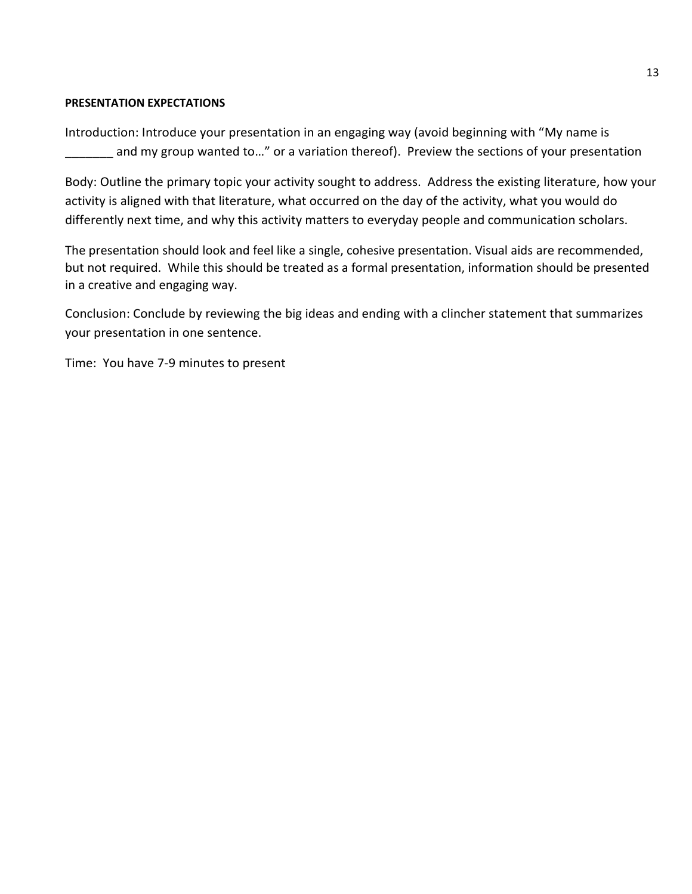**PRESENTATION EXPECTATIONS**

Introduction: Introduce your presentation in an engaging way (avoid beginning with "My name is _______ and my group wanted to…" or a variation thereof). Preview the sections of your presentation

Body: Outline the primary topic your activity sought to address. Address the existing literature, how your activity is aligned with that literature, what occurred on the day of the activity, what you would do differently next time, and why this activity matters to everyday people and communication scholars.

The presentation should look and feel like a single, cohesive presentation. Visual aids are recommended, but not required. While this should be treated as a formal presentation, information should be presented in a creative and engaging way.

Conclusion: Conclude by reviewing the big ideas and ending with a clincher statement that summarizes your presentation in one sentence.

Time: You have 7-9 minutes to present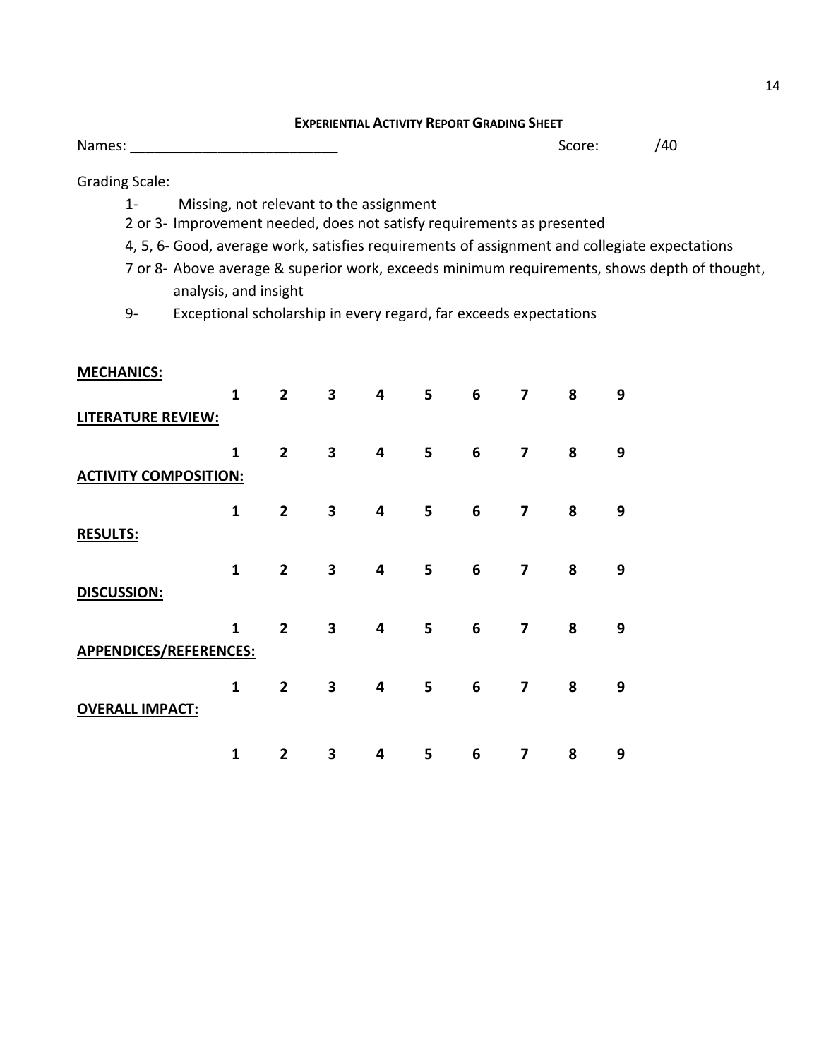## EXPERIENTIAL ACTIVITY REPORT GRADING SHEET

Names: __________________________ Score: /40

Grading Scale:

1- Missing, not relevant to the assignment
2 or 3- Improvement needed, does not satisfy requirements as presented
4, 5, 6- Good, average work, satisfies requirements of assignment and collegiate expectations
7 or 8- Above average & superior work, exceeds minimum requirements, shows depth of thought, analysis, and insight
9- Exceptional scholarship in every regard, far exceeds expectations

**MECHANICS:**

**1 2 3 4 5 6 7 8 9**

**LITERATURE REVIEW:**

**1 2 3 4 5 6 7 8 9**

**ACTIVITY COMPOSITION:**

**1 2 3 4 5 6 7 8 9**

**RESULTS:**

**1 2 3 4 5 6 7 8 9**

**DISCUSSION:**

**1 2 3 4 5 6 7 8 9**

**APPENDICES/REFERENCES:**

**1 2 3 4 5 6 7 8 9**

**OVERALL IMPACT:**

**1 2 3 4 5 6 7 8 9**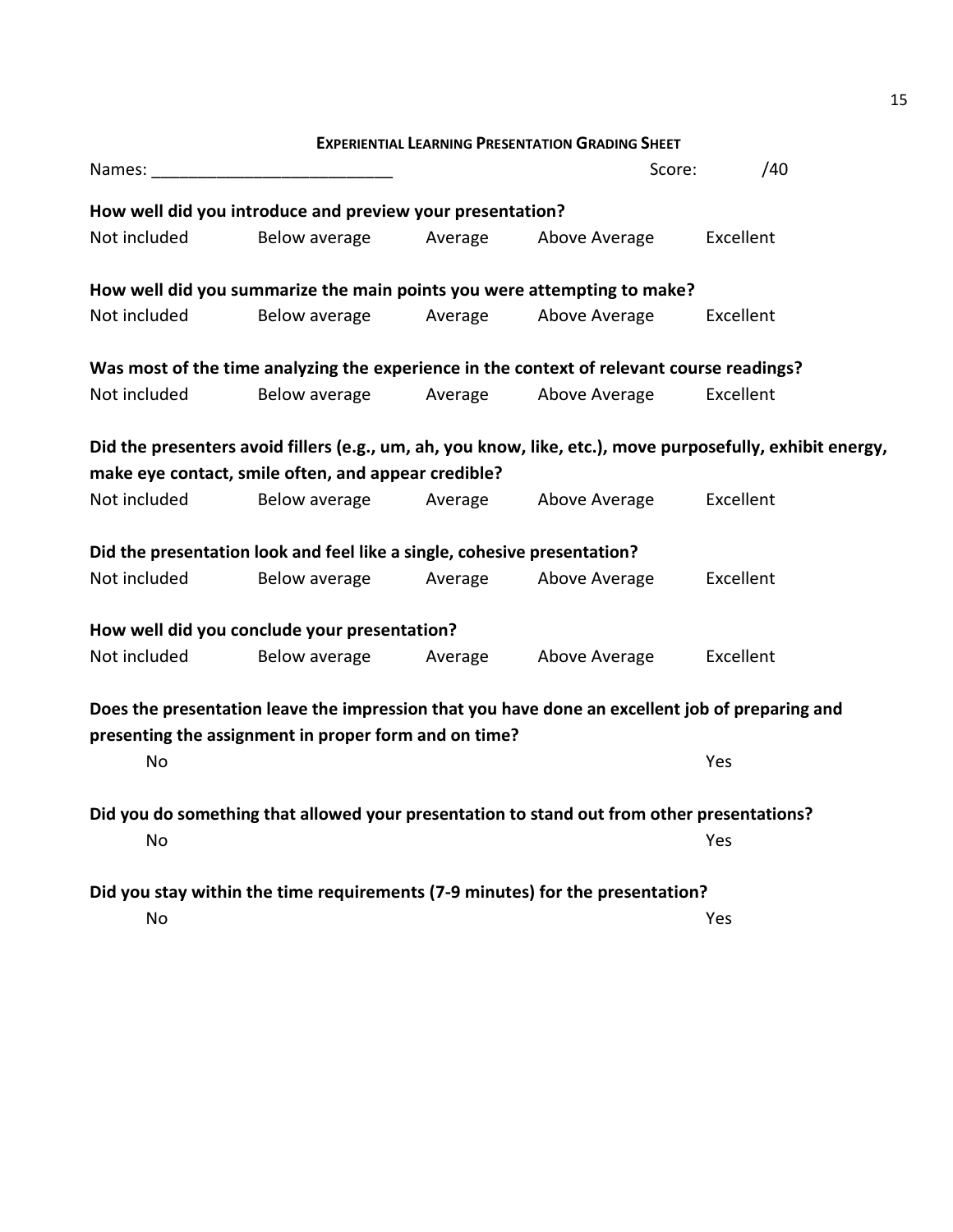## EXPERIENTIAL LEARNING PRESENTATION GRADING SHEET

Names: __________________________ Score: /40

**How well did you introduce and preview your presentation?**

Not included Below average Average Above Average Excellent

**How well did you summarize the main points you were attempting to make?**

Not included Below average Average Above Average Excellent

**Was most of the time analyzing the experience in the context of relevant course readings?**

Not included Below average Average Above Average Excellent

**Did the presenters avoid fillers (e.g., um, ah, you know, like, etc.), move purposefully, exhibit energy, make eye contact, smile often, and appear credible?**

Not included Below average Average Above Average Excellent

**Did the presentation look and feel like a single, cohesive presentation?**

Not included Below average Average Above Average Excellent

**How well did you conclude your presentation?**

Not included Below average Average Above Average Excellent

**Does the presentation leave the impression that you have done an excellent job of preparing and presenting the assignment in proper form and on time?**

No Yes

**Did you do something that allowed your presentation to stand out from other presentations?**

No Yes

**Did you stay within the time requirements (7-9 minutes) for the presentation?**

No Yes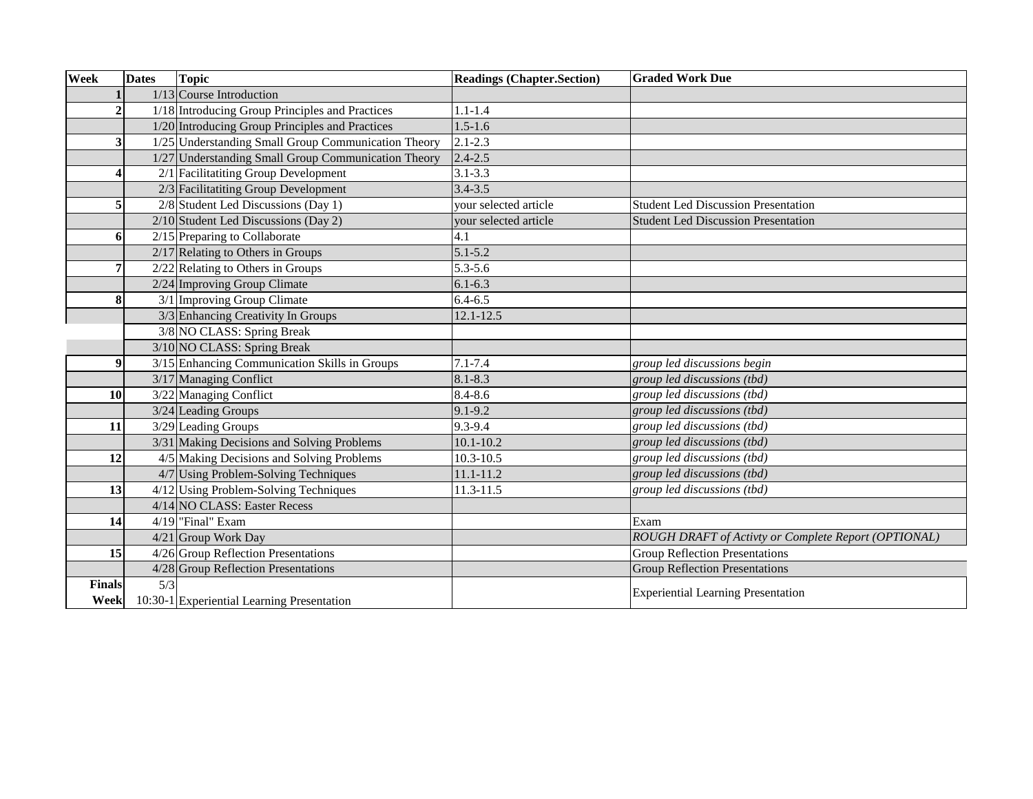| Week | Dates | Topic | Readings (Chapter.Section) | Graded Work Due |
|---|---|---|---|---|
| 1 | 1/13 | Course Introduction | | |
| 2 | 1/18 | Introducing Group Principles and Practices | 1.1-1.4 | |
| | 1/20 | Introducing Group Principles and Practices | 1.5-1.6 | |
| 3 | 1/25 | Understanding Small Group Communication Theory | 2.1-2.3 | |
| | 1/27 | Understanding Small Group Communication Theory | 2.4-2.5 | |
| 4 | 2/1 | Facilitatiting Group Development | 3.1-3.3 | |
| | 2/3 | Facilitatiting Group Development | 3.4-3.5 | |
| 5 | 2/8 | Student Led Discussions (Day 1) | your selected article | Student Led Discussion Presentation |
| | 2/10 | Student Led Discussions (Day 2) | your selected article | Student Led Discussion Presentation |
| 6 | 2/15 | Preparing to Collaborate | 4.1 | |
| | 2/17 | Relating to Others in Groups | 5.1-5.2 | |
| 7 | 2/22 | Relating to Others in Groups | 5.3-5.6 | |
| | 2/24 | Improving Group Climate | 6.1-6.3 | |
| 8 | 3/1 | Improving Group Climate | 6.4-6.5 | |
| | 3/3 | Enhancing Creativity In Groups | 12.1-12.5 | |
| | 3/8 | NO CLASS: Spring Break | | |
| | 3/10 | NO CLASS: Spring Break | | |
| 9 | 3/15 | Enhancing Communication Skills in Groups | 7.1-7.4 | *group led discussions begin* |
| | 3/17 | Managing Conflict | 8.1-8.3 | *group led discussions (tbd)* |
| 10 | 3/22 | Managing Conflict | 8.4-8.6 | *group led discussions (tbd)* |
| | 3/24 | Leading Groups | 9.1-9.2 | *group led discussions (tbd)* |
| 11 | 3/29 | Leading Groups | 9.3-9.4 | *group led discussions (tbd)* |
| | 3/31 | Making Decisions and Solving Problems | 10.1-10.2 | *group led discussions (tbd)* |
| 12 | 4/5 | Making Decisions and Solving Problems | 10.3-10.5 | *group led discussions (tbd)* |
| | 4/7 | Using Problem-Solving Techniques | 11.1-11.2 | *group led discussions (tbd)* |
| 13 | 4/12 | Using Problem-Solving Techniques | 11.3-11.5 | *group led discussions (tbd)* |
| | 4/14 | NO CLASS: Easter Recess | | |
| 14 | 4/19 | "Final" Exam | | Exam |
| | 4/21 | Group Work Day | | *ROUGH DRAFT of Activty or Complete Report (OPTIONAL)* |
| 15 | 4/26 | Group Reflection Presentations | | Group Reflection Presentations |
| | 4/28 | Group Reflection Presentations | | Group Reflection Presentations |
| Finals Week | 5/3 10:30-1 | Experiential Learning Presentation | | Experiential Learning Presentation |